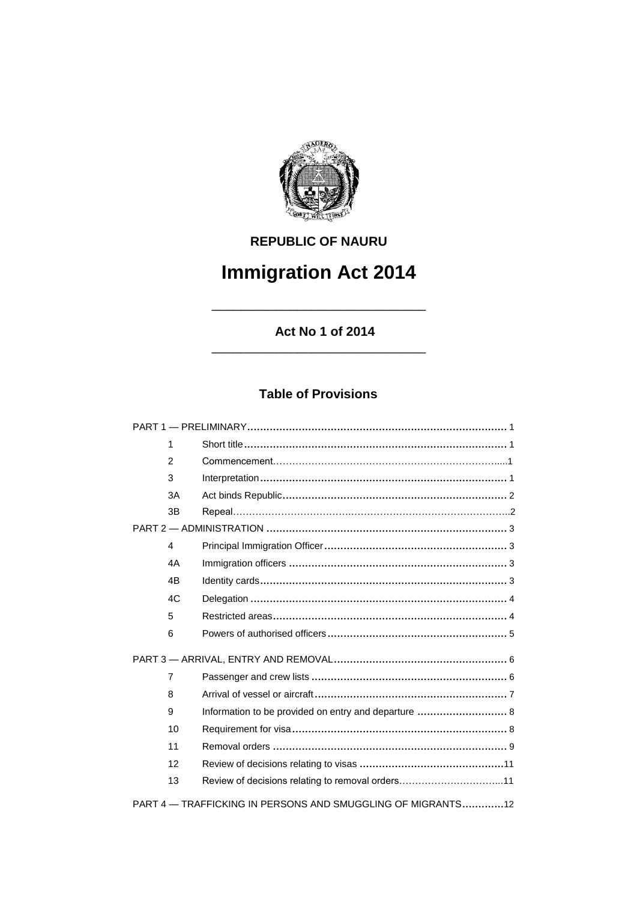**REPUBLIC OF NAURU**

# Immigration Act 2014

---

## Act No 1 of 2014

---

## Table of Provisions

| | | |
|---|---|---|
| PART 1 — PRELIMINARY | | 1 |
| 1 | Short title | 1 |
| 2 | Commencement | 1 |
| 3 | Interpretation | 1 |
| 3A | Act binds Republic | 2 |
| 3B | Repeal | 2 |
| PART 2 — ADMINISTRATION | | 3 |
| 4 | Principal Immigration Officer | 3 |
| 4A | Immigration officers | 3 |
| 4B | Identity cards | 3 |
| 4C | Delegation | 4 |
| 5 | Restricted areas | 4 |
| 6 | Powers of authorised officers | 5 |
| PART 3 — ARRIVAL, ENTRY AND REMOVAL | | 6 |
| 7 | Passenger and crew lists | 6 |
| 8 | Arrival of vessel or aircraft | 7 |
| 9 | Information to be provided on entry and departure | 8 |
| 10 | Requirement for visa | 8 |
| 11 | Removal orders | 9 |
| 12 | Review of decisions relating to visas | 11 |
| 13 | Review of decisions relating to removal orders | 11 |
| PART 4 — TRAFFICKING IN PERSONS AND SMUGGLING OF MIGRANTS | | 12 |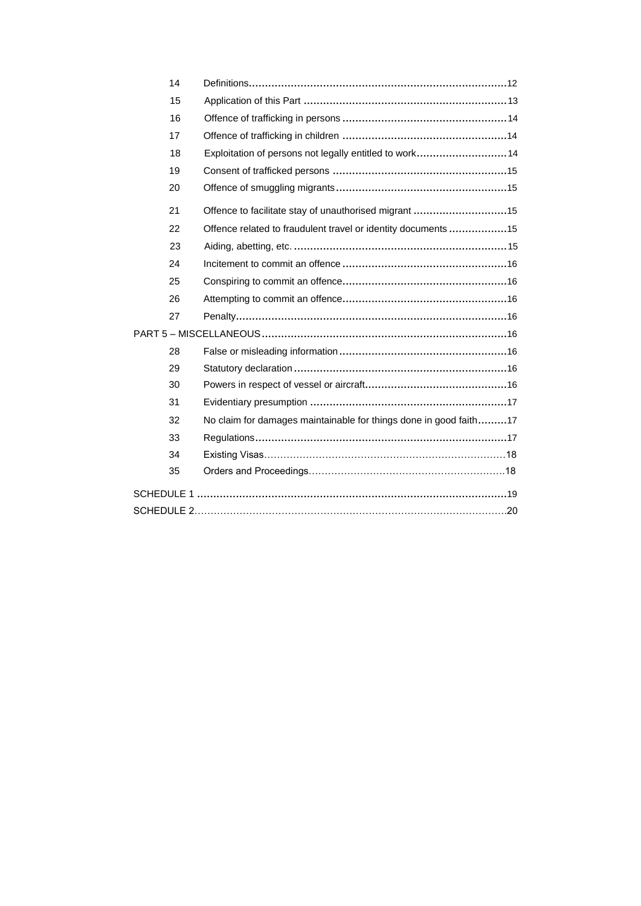| | | |
|---|---|---|
| 14 | Definitions | 12 |
| 15 | Application of this Part | 13 |
| 16 | Offence of trafficking in persons | 14 |
| 17 | Offence of trafficking in children | 14 |
| 18 | Exploitation of persons not legally entitled to work | 14 |
| 19 | Consent of trafficked persons | 15 |
| 20 | Offence of smuggling migrants | 15 |
| 21 | Offence to facilitate stay of unauthorised migrant | 15 |
| 22 | Offence related to fraudulent travel or identity documents | 15 |
| 23 | Aiding, abetting, etc. | 15 |
| 24 | Incitement to commit an offence | 16 |
| 25 | Conspiring to commit an offence | 16 |
| 26 | Attempting to commit an offence | 16 |
| 27 | Penalty | 16 |
| PART 5 – MISCELLANEOUS | | 16 |
| 28 | False or misleading information | 16 |
| 29 | Statutory declaration | 16 |
| 30 | Powers in respect of vessel or aircraft | 16 |
| 31 | Evidentiary presumption | 17 |
| 32 | No claim for damages maintainable for things done in good faith | 17 |
| 33 | Regulations | 17 |
| 34 | Existing Visas | 18 |
| 35 | Orders and Proceedings | 18 |
| SCHEDULE 1 | | 19 |
| SCHEDULE 2 | | 20 |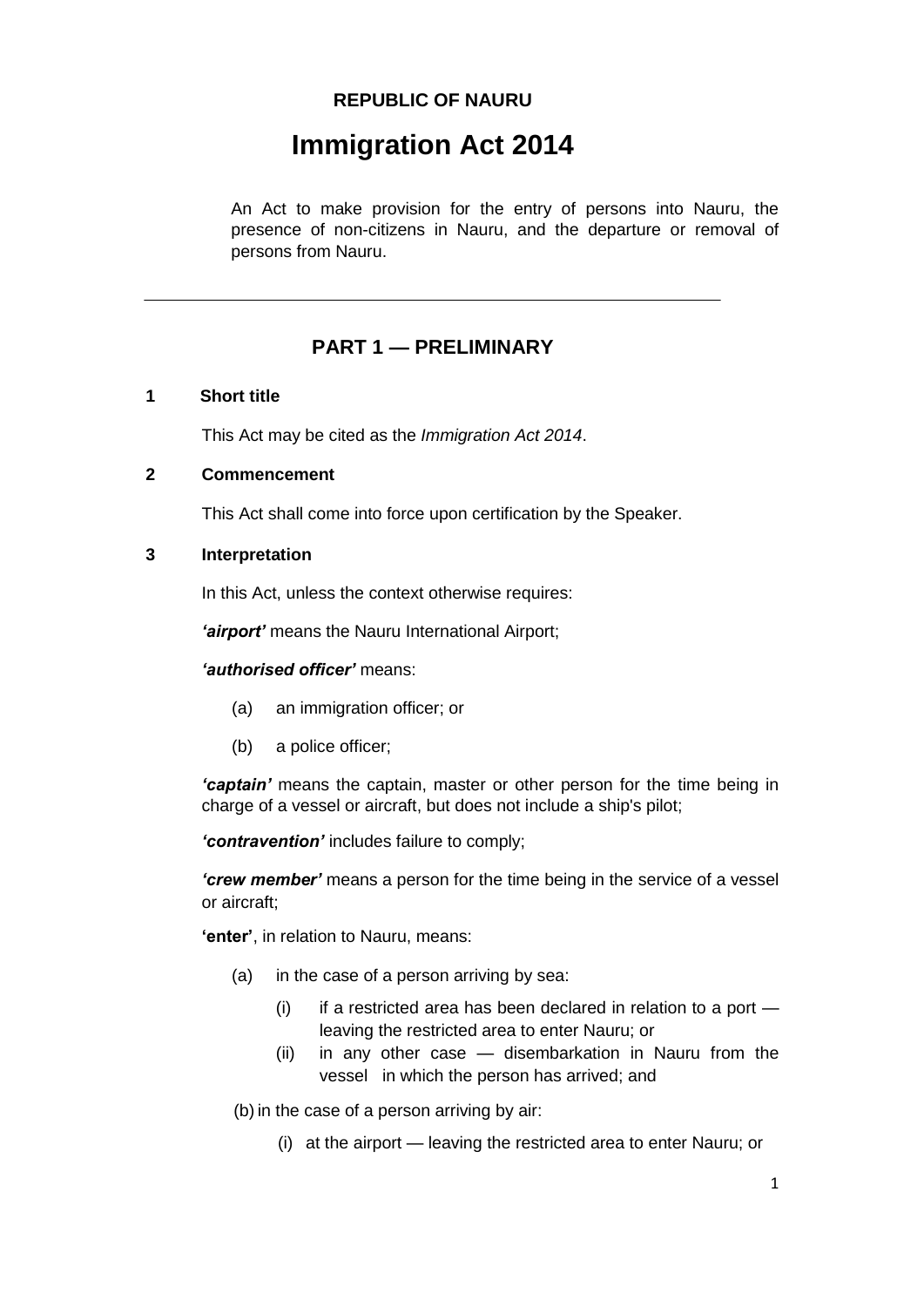**REPUBLIC OF NAURU**

# Immigration Act 2014

An Act to make provision for the entry of persons into Nauru, the presence of non-citizens in Nauru, and the departure or removal of persons from Nauru.

---

## PART 1 — PRELIMINARY

### 1 Short title

This Act may be cited as the *Immigration Act 2014*.

### 2 Commencement

This Act shall come into force upon certification by the Speaker.

### 3 Interpretation

In this Act, unless the context otherwise requires:

***'airport'*** means the Nauru International Airport;

***'authorised officer'*** means:

- (a) an immigration officer; or
- (b) a police officer;

***'captain'*** means the captain, master or other person for the time being in charge of a vessel or aircraft, but does not include a ship's pilot;

***'contravention'*** includes failure to comply;

***'crew member'*** means a person for the time being in the service of a vessel or aircraft;

**'enter'**, in relation to Nauru, means:

- (a) in the case of a person arriving by sea:
  - (i) if a restricted area has been declared in relation to a port — leaving the restricted area to enter Nauru; or
  - (ii) in any other case — disembarkation in Nauru from the vessel in which the person has arrived; and
- (b) in the case of a person arriving by air:
  - (i) at the airport — leaving the restricted area to enter Nauru; or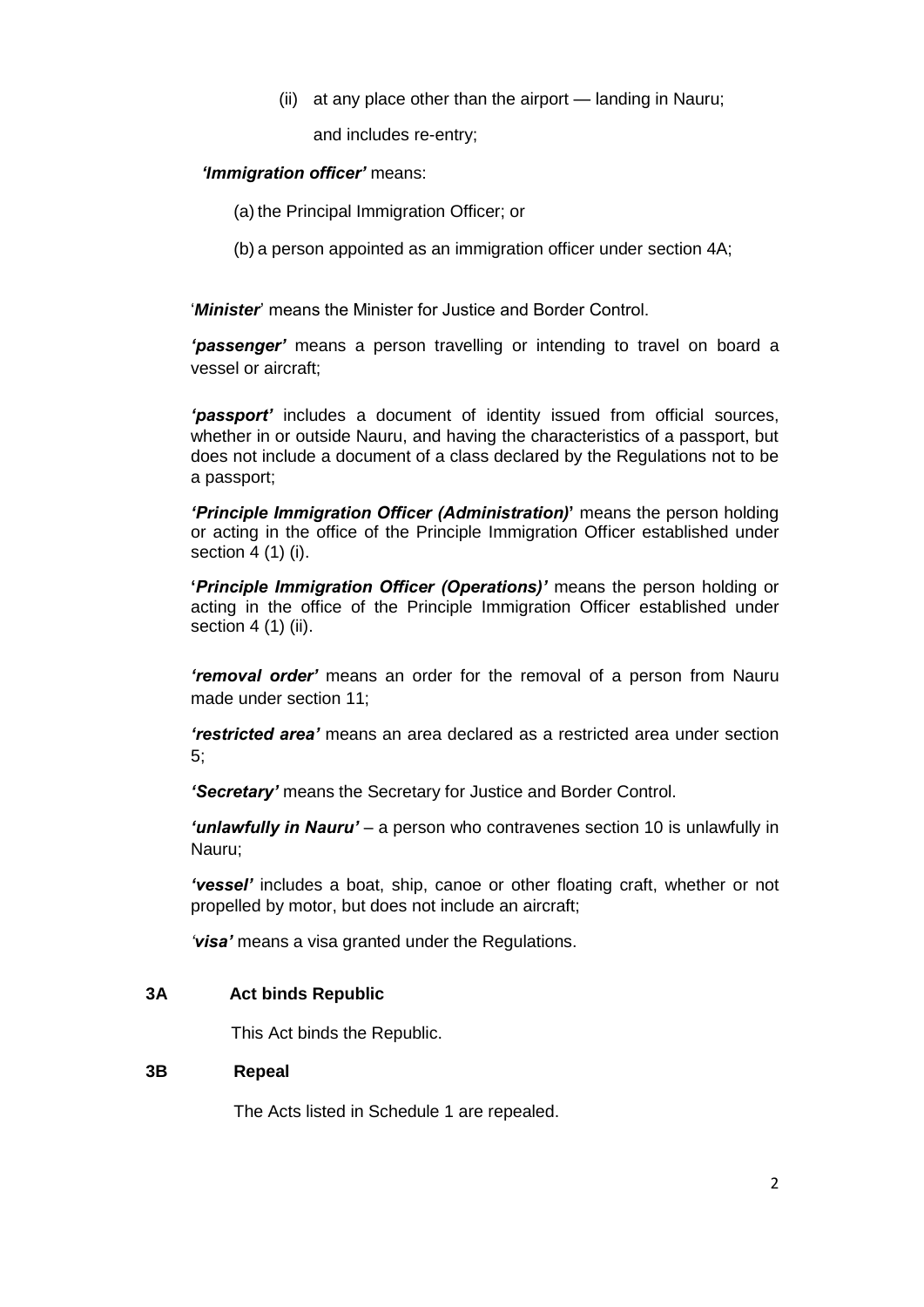(ii) at any place other than the airport — landing in Nauru;

and includes re-entry;

***'Immigration officer'*** means:

(a) the Principal Immigration Officer; or

(b) a person appointed as an immigration officer under section 4A;

'***Minister***' means the Minister for Justice and Border Control.

***'passenger'*** means a person travelling or intending to travel on board a vessel or aircraft;

***'passport'*** includes a document of identity issued from official sources, whether in or outside Nauru, and having the characteristics of a passport, but does not include a document of a class declared by the Regulations not to be a passport;

***'Principle Immigration Officer (Administration)'*** means the person holding or acting in the office of the Principle Immigration Officer established under section 4 (1) (i).

***'Principle Immigration Officer (Operations)'*** means the person holding or acting in the office of the Principle Immigration Officer established under section 4 (1) (ii).

***'removal order'*** means an order for the removal of a person from Nauru made under section 11;

***'restricted area'*** means an area declared as a restricted area under section 5;

***'Secretary'*** means the Secretary for Justice and Border Control.

***'unlawfully in Nauru'*** – a person who contravenes section 10 is unlawfully in Nauru;

***'vessel'*** includes a boat, ship, canoe or other floating craft, whether or not propelled by motor, but does not include an aircraft;

***'visa'*** means a visa granted under the Regulations.

**3A Act binds Republic**

This Act binds the Republic.

**3B Repeal**

The Acts listed in Schedule 1 are repealed.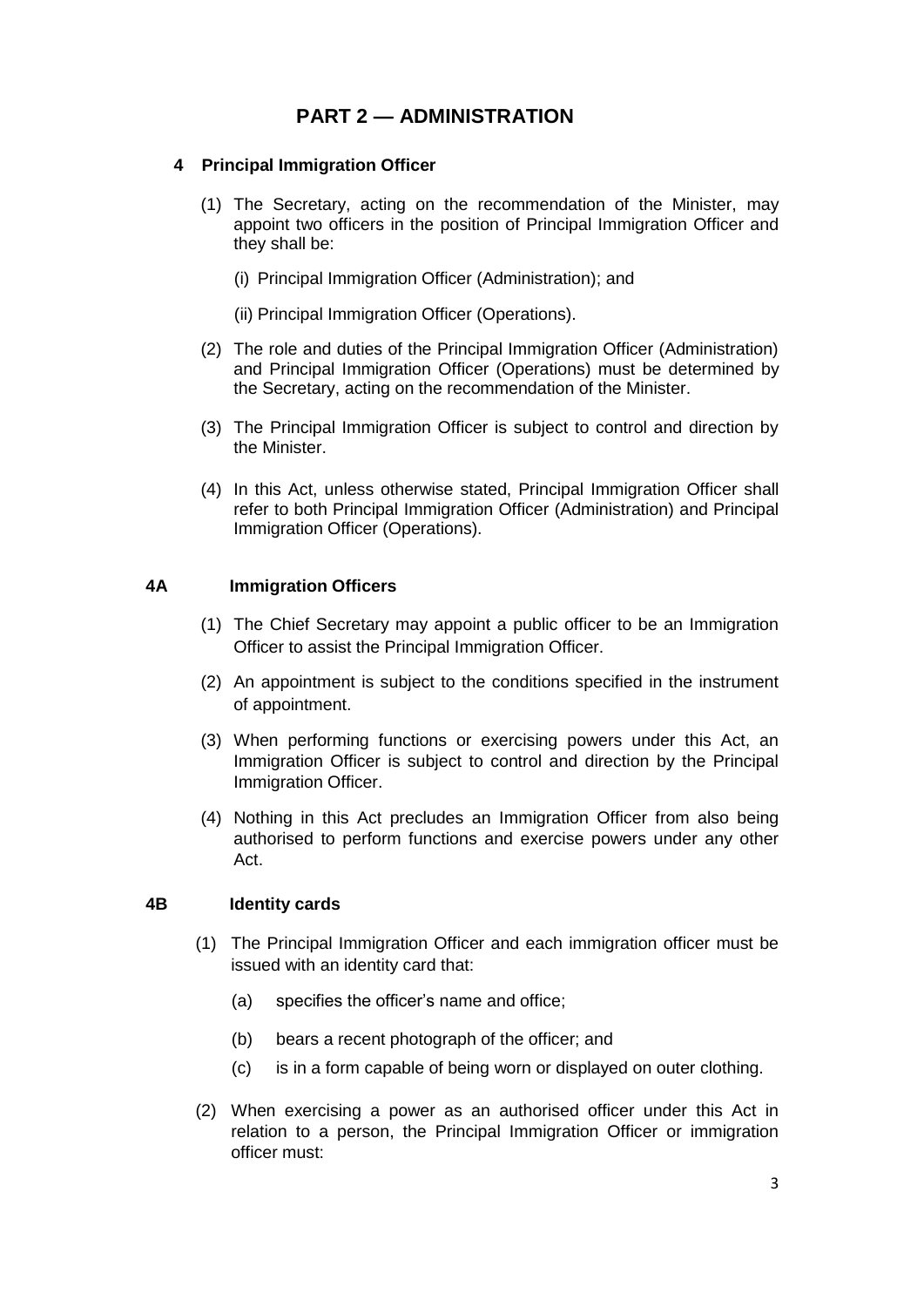# PART 2 — ADMINISTRATION

## 4 Principal Immigration Officer

(1) The Secretary, acting on the recommendation of the Minister, may appoint two officers in the position of Principal Immigration Officer and they shall be:

(i) Principal Immigration Officer (Administration); and

(ii) Principal Immigration Officer (Operations).

(2) The role and duties of the Principal Immigration Officer (Administration) and Principal Immigration Officer (Operations) must be determined by the Secretary, acting on the recommendation of the Minister.

(3) The Principal Immigration Officer is subject to control and direction by the Minister.

(4) In this Act, unless otherwise stated, Principal Immigration Officer shall refer to both Principal Immigration Officer (Administration) and Principal Immigration Officer (Operations).

## 4A Immigration Officers

(1) The Chief Secretary may appoint a public officer to be an Immigration Officer to assist the Principal Immigration Officer.

(2) An appointment is subject to the conditions specified in the instrument of appointment.

(3) When performing functions or exercising powers under this Act, an Immigration Officer is subject to control and direction by the Principal Immigration Officer.

(4) Nothing in this Act precludes an Immigration Officer from also being authorised to perform functions and exercise powers under any other Act.

## 4B Identity cards

(1) The Principal Immigration Officer and each immigration officer must be issued with an identity card that:

(a) specifies the officer's name and office;

(b) bears a recent photograph of the officer; and

(c) is in a form capable of being worn or displayed on outer clothing.

(2) When exercising a power as an authorised officer under this Act in relation to a person, the Principal Immigration Officer or immigration officer must: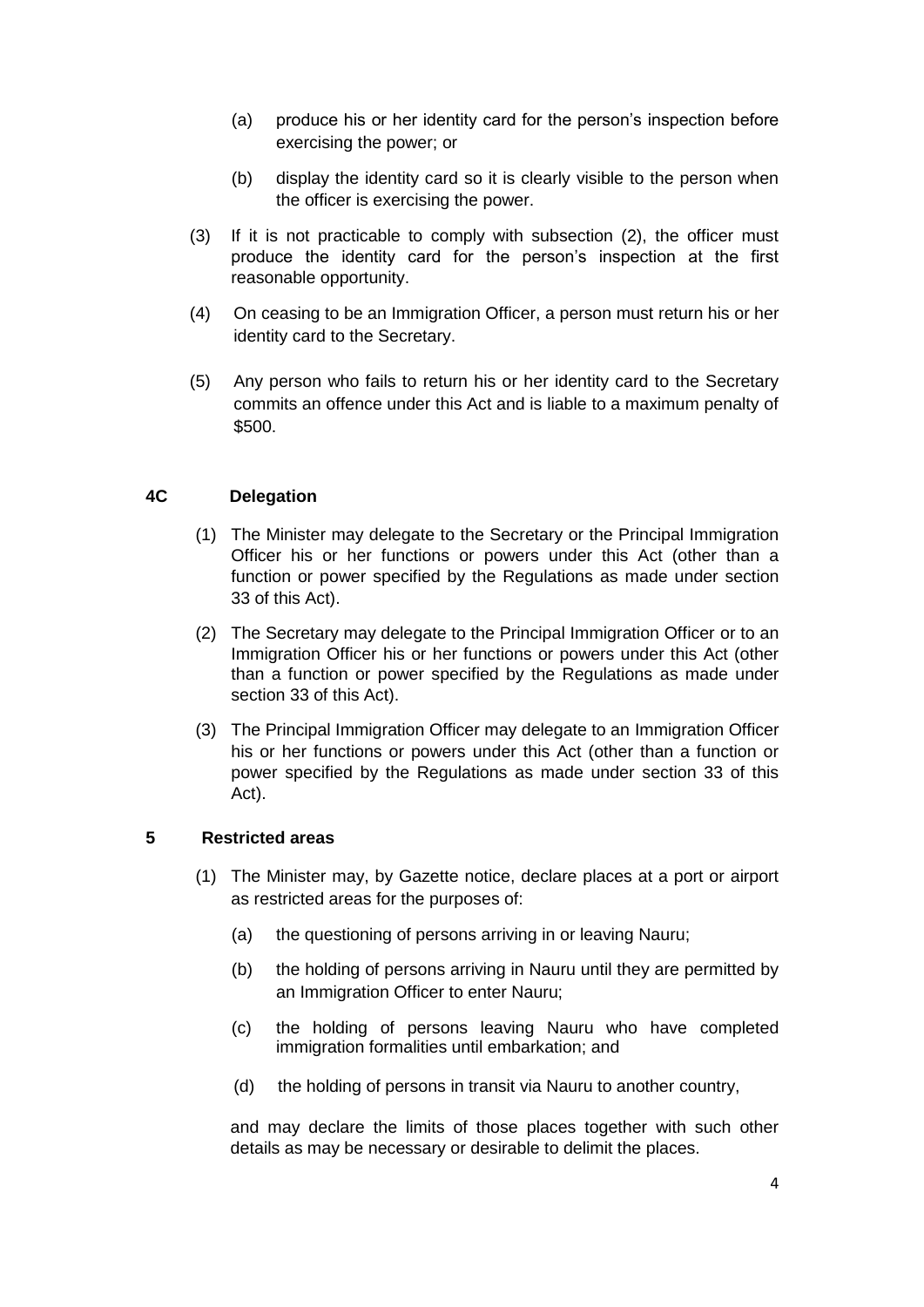(a) produce his or her identity card for the person's inspection before exercising the power; or

(b) display the identity card so it is clearly visible to the person when the officer is exercising the power.

(3) If it is not practicable to comply with subsection (2), the officer must produce the identity card for the person's inspection at the first reasonable opportunity.

(4) On ceasing to be an Immigration Officer, a person must return his or her identity card to the Secretary.

(5) Any person who fails to return his or her identity card to the Secretary commits an offence under this Act and is liable to a maximum penalty of $500.

### 4C Delegation

(1) The Minister may delegate to the Secretary or the Principal Immigration Officer his or her functions or powers under this Act (other than a function or power specified by the Regulations as made under section 33 of this Act).

(2) The Secretary may delegate to the Principal Immigration Officer or to an Immigration Officer his or her functions or powers under this Act (other than a function or power specified by the Regulations as made under section 33 of this Act).

(3) The Principal Immigration Officer may delegate to an Immigration Officer his or her functions or powers under this Act (other than a function or power specified by the Regulations as made under section 33 of this Act).

### 5 Restricted areas

(1) The Minister may, by Gazette notice, declare places at a port or airport as restricted areas for the purposes of:

(a) the questioning of persons arriving in or leaving Nauru;

(b) the holding of persons arriving in Nauru until they are permitted by an Immigration Officer to enter Nauru;

(c) the holding of persons leaving Nauru who have completed immigration formalities until embarkation; and

(d) the holding of persons in transit via Nauru to another country,

and may declare the limits of those places together with such other details as may be necessary or desirable to delimit the places.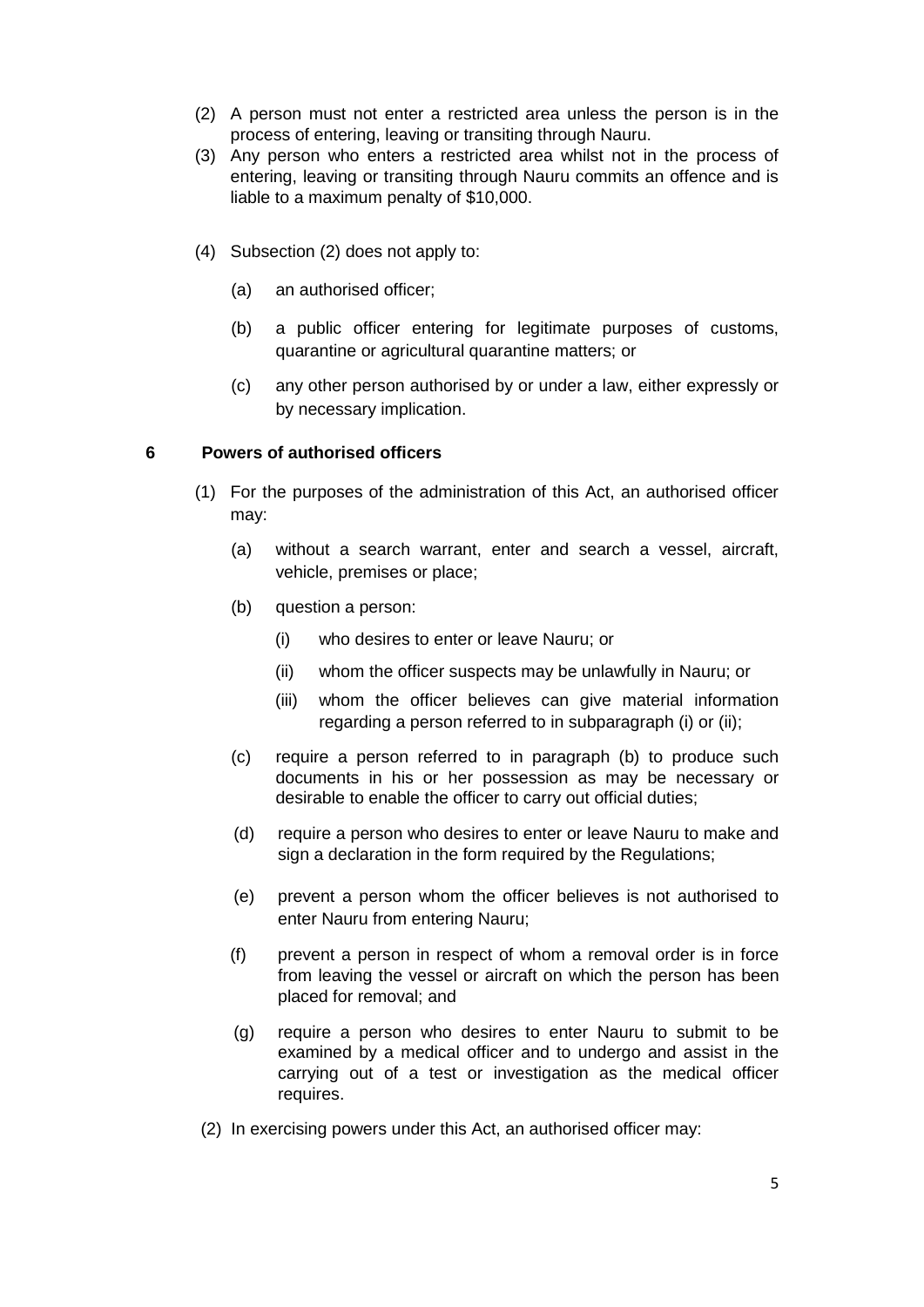(2) A person must not enter a restricted area unless the person is in the process of entering, leaving or transiting through Nauru.

(3) Any person who enters a restricted area whilst not in the process of entering, leaving or transiting through Nauru commits an offence and is liable to a maximum penalty of $10,000.

(4) Subsection (2) does not apply to:

- (a) an authorised officer;
- (b) a public officer entering for legitimate purposes of customs, quarantine or agricultural quarantine matters; or
- (c) any other person authorised by or under a law, either expressly or by necessary implication.

### 6 Powers of authorised officers

(1) For the purposes of the administration of this Act, an authorised officer may:

- (a) without a search warrant, enter and search a vessel, aircraft, vehicle, premises or place;
- (b) question a person:
  - (i) who desires to enter or leave Nauru; or
  - (ii) whom the officer suspects may be unlawfully in Nauru; or
  - (iii) whom the officer believes can give material information regarding a person referred to in subparagraph (i) or (ii);
- (c) require a person referred to in paragraph (b) to produce such documents in his or her possession as may be necessary or desirable to enable the officer to carry out official duties;
- (d) require a person who desires to enter or leave Nauru to make and sign a declaration in the form required by the Regulations;
- (e) prevent a person whom the officer believes is not authorised to enter Nauru from entering Nauru;
- (f) prevent a person in respect of whom a removal order is in force from leaving the vessel or aircraft on which the person has been placed for removal; and
- (g) require a person who desires to enter Nauru to submit to be examined by a medical officer and to undergo and assist in the carrying out of a test or investigation as the medical officer requires.

(2) In exercising powers under this Act, an authorised officer may: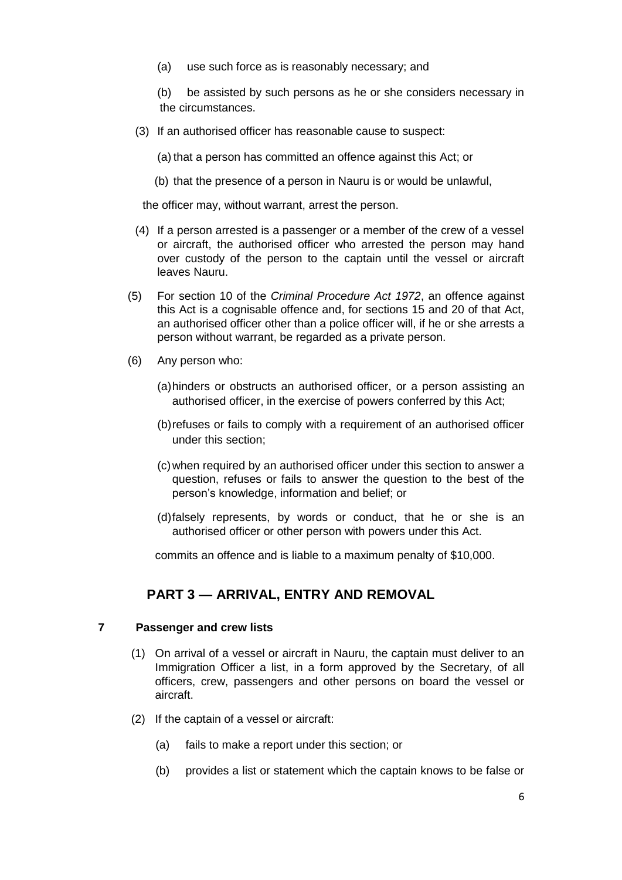(a) use such force as is reasonably necessary; and

(b) be assisted by such persons as he or she considers necessary in the circumstances.

(3) If an authorised officer has reasonable cause to suspect:

(a) that a person has committed an offence against this Act; or

(b) that the presence of a person in Nauru is or would be unlawful,

the officer may, without warrant, arrest the person.

(4) If a person arrested is a passenger or a member of the crew of a vessel or aircraft, the authorised officer who arrested the person may hand over custody of the person to the captain until the vessel or aircraft leaves Nauru.

(5) For section 10 of the *Criminal Procedure Act 1972*, an offence against this Act is a cognisable offence and, for sections 15 and 20 of that Act, an authorised officer other than a police officer will, if he or she arrests a person without warrant, be regarded as a private person.

(6) Any person who:

(a) hinders or obstructs an authorised officer, or a person assisting an authorised officer, in the exercise of powers conferred by this Act;

(b) refuses or fails to comply with a requirement of an authorised officer under this section;

(c) when required by an authorised officer under this section to answer a question, refuses or fails to answer the question to the best of the person's knowledge, information and belief; or

(d) falsely represents, by words or conduct, that he or she is an authorised officer or other person with powers under this Act.

commits an offence and is liable to a maximum penalty of $10,000.

## PART 3 — ARRIVAL, ENTRY AND REMOVAL

### 7 Passenger and crew lists

(1) On arrival of a vessel or aircraft in Nauru, the captain must deliver to an Immigration Officer a list, in a form approved by the Secretary, of all officers, crew, passengers and other persons on board the vessel or aircraft.

(2) If the captain of a vessel or aircraft:

(a) fails to make a report under this section; or

(b) provides a list or statement which the captain knows to be false or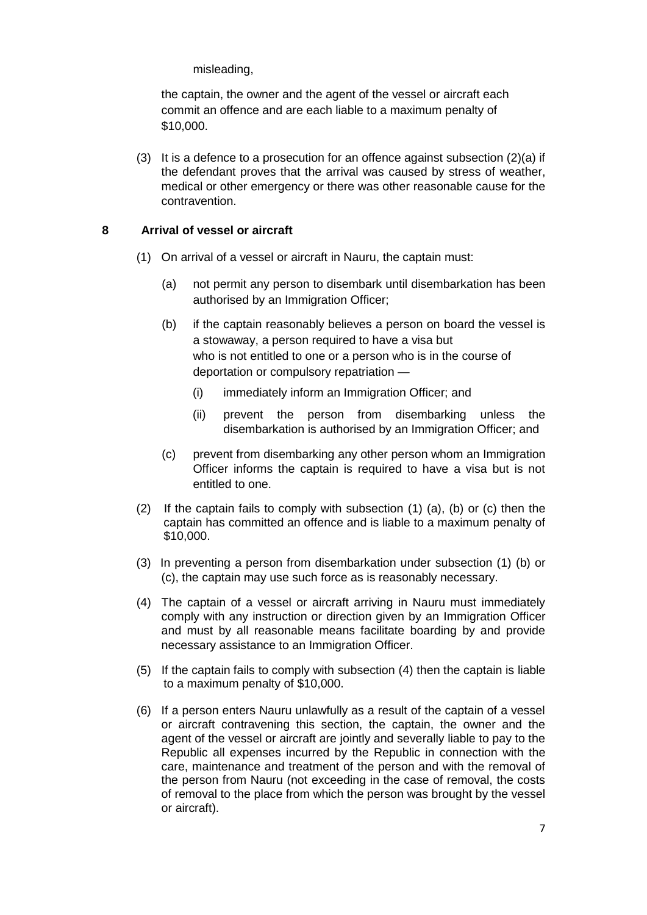misleading,

the captain, the owner and the agent of the vessel or aircraft each commit an offence and are each liable to a maximum penalty of $10,000.

(3) It is a defence to a prosecution for an offence against subsection (2)(a) if the defendant proves that the arrival was caused by stress of weather, medical or other emergency or there was other reasonable cause for the contravention.

### 8 Arrival of vessel or aircraft

(1) On arrival of a vessel or aircraft in Nauru, the captain must:

(a) not permit any person to disembark until disembarkation has been authorised by an Immigration Officer;

(b) if the captain reasonably believes a person on board the vessel is a stowaway, a person required to have a visa but who is not entitled to one or a person who is in the course of deportation or compulsory repatriation —

(i) immediately inform an Immigration Officer; and

(ii) prevent the person from disembarking unless the disembarkation is authorised by an Immigration Officer; and

(c) prevent from disembarking any other person whom an Immigration Officer informs the captain is required to have a visa but is not entitled to one.

(2) If the captain fails to comply with subsection (1) (a), (b) or (c) then the captain has committed an offence and is liable to a maximum penalty of $10,000.

(3) In preventing a person from disembarkation under subsection (1) (b) or (c), the captain may use such force as is reasonably necessary.

(4) The captain of a vessel or aircraft arriving in Nauru must immediately comply with any instruction or direction given by an Immigration Officer and must by all reasonable means facilitate boarding by and provide necessary assistance to an Immigration Officer.

(5) If the captain fails to comply with subsection (4) then the captain is liable to a maximum penalty of $10,000.

(6) If a person enters Nauru unlawfully as a result of the captain of a vessel or aircraft contravening this section, the captain, the owner and the agent of the vessel or aircraft are jointly and severally liable to pay to the Republic all expenses incurred by the Republic in connection with the care, maintenance and treatment of the person and with the removal of the person from Nauru (not exceeding in the case of removal, the costs of removal to the place from which the person was brought by the vessel or aircraft).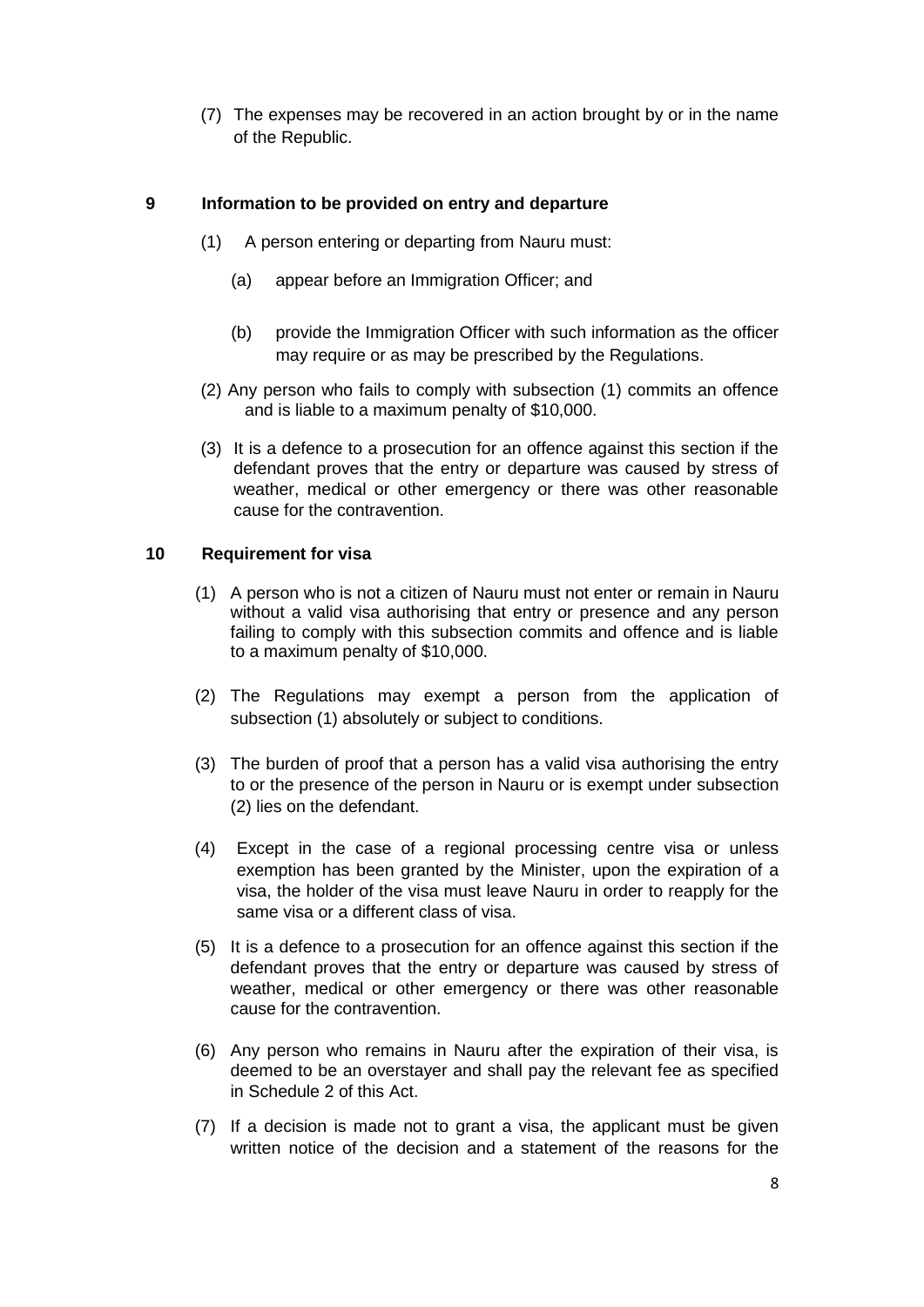(7) The expenses may be recovered in an action brought by or in the name of the Republic.

## 9 Information to be provided on entry and departure

(1) A person entering or departing from Nauru must:

(a) appear before an Immigration Officer; and

(b) provide the Immigration Officer with such information as the officer may require or as may be prescribed by the Regulations.

(2) Any person who fails to comply with subsection (1) commits an offence and is liable to a maximum penalty of $10,000.

(3) It is a defence to a prosecution for an offence against this section if the defendant proves that the entry or departure was caused by stress of weather, medical or other emergency or there was other reasonable cause for the contravention.

## 10 Requirement for visa

(1) A person who is not a citizen of Nauru must not enter or remain in Nauru without a valid visa authorising that entry or presence and any person failing to comply with this subsection commits and offence and is liable to a maximum penalty of $10,000.

(2) The Regulations may exempt a person from the application of subsection (1) absolutely or subject to conditions.

(3) The burden of proof that a person has a valid visa authorising the entry to or the presence of the person in Nauru or is exempt under subsection (2) lies on the defendant.

(4) Except in the case of a regional processing centre visa or unless exemption has been granted by the Minister, upon the expiration of a visa, the holder of the visa must leave Nauru in order to reapply for the same visa or a different class of visa.

(5) It is a defence to a prosecution for an offence against this section if the defendant proves that the entry or departure was caused by stress of weather, medical or other emergency or there was other reasonable cause for the contravention.

(6) Any person who remains in Nauru after the expiration of their visa, is deemed to be an overstayer and shall pay the relevant fee as specified in Schedule 2 of this Act.

(7) If a decision is made not to grant a visa, the applicant must be given written notice of the decision and a statement of the reasons for the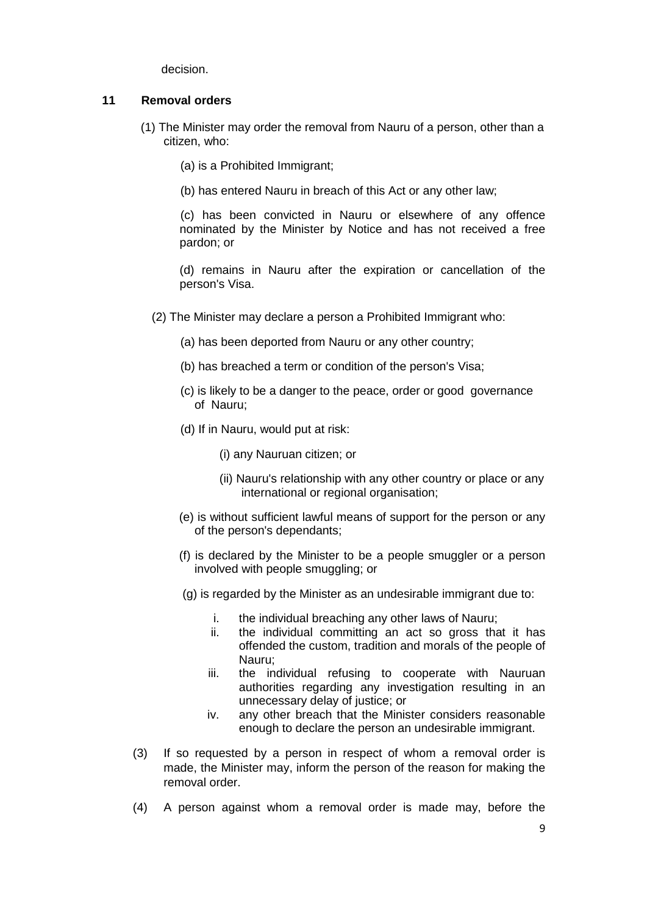decision.

## 11 Removal orders

(1) The Minister may order the removal from Nauru of a person, other than a citizen, who:

(a) is a Prohibited Immigrant;

(b) has entered Nauru in breach of this Act or any other law;

(c) has been convicted in Nauru or elsewhere of any offence nominated by the Minister by Notice and has not received a free pardon; or

(d) remains in Nauru after the expiration or cancellation of the person's Visa.

(2) The Minister may declare a person a Prohibited Immigrant who:

(a) has been deported from Nauru or any other country;

(b) has breached a term or condition of the person's Visa;

(c) is likely to be a danger to the peace, order or good governance of Nauru;

(d) If in Nauru, would put at risk:

(i) any Nauruan citizen; or

(ii) Nauru's relationship with any other country or place or any international or regional organisation;

(e) is without sufficient lawful means of support for the person or any of the person's dependants;

(f) is declared by the Minister to be a people smuggler or a person involved with people smuggling; or

(g) is regarded by the Minister as an undesirable immigrant due to:

i. the individual breaching any other laws of Nauru;
ii. the individual committing an act so gross that it has offended the custom, tradition and morals of the people of Nauru;
iii. the individual refusing to cooperate with Nauruan authorities regarding any investigation resulting in an unnecessary delay of justice; or
iv. any other breach that the Minister considers reasonable enough to declare the person an undesirable immigrant.

(3) If so requested by a person in respect of whom a removal order is made, the Minister may, inform the person of the reason for making the removal order.

(4) A person against whom a removal order is made may, before the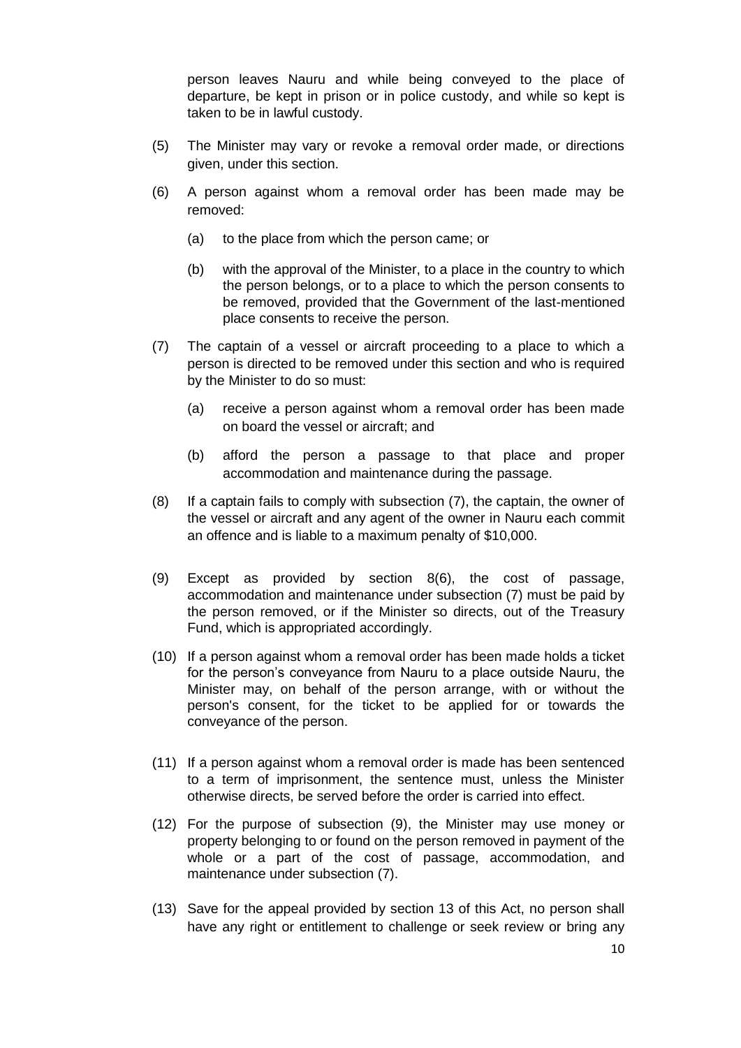person leaves Nauru and while being conveyed to the place of departure, be kept in prison or in police custody, and while so kept is taken to be in lawful custody.

(5) The Minister may vary or revoke a removal order made, or directions given, under this section.

(6) A person against whom a removal order has been made may be removed:

(a) to the place from which the person came; or

(b) with the approval of the Minister, to a place in the country to which the person belongs, or to a place to which the person consents to be removed, provided that the Government of the last-mentioned place consents to receive the person.

(7) The captain of a vessel or aircraft proceeding to a place to which a person is directed to be removed under this section and who is required by the Minister to do so must:

(a) receive a person against whom a removal order has been made on board the vessel or aircraft; and

(b) afford the person a passage to that place and proper accommodation and maintenance during the passage.

(8) If a captain fails to comply with subsection (7), the captain, the owner of the vessel or aircraft and any agent of the owner in Nauru each commit an offence and is liable to a maximum penalty of $10,000.

(9) Except as provided by section 8(6), the cost of passage, accommodation and maintenance under subsection (7) must be paid by the person removed, or if the Minister so directs, out of the Treasury Fund, which is appropriated accordingly.

(10) If a person against whom a removal order has been made holds a ticket for the person's conveyance from Nauru to a place outside Nauru, the Minister may, on behalf of the person arrange, with or without the person's consent, for the ticket to be applied for or towards the conveyance of the person.

(11) If a person against whom a removal order is made has been sentenced to a term of imprisonment, the sentence must, unless the Minister otherwise directs, be served before the order is carried into effect.

(12) For the purpose of subsection (9), the Minister may use money or property belonging to or found on the person removed in payment of the whole or a part of the cost of passage, accommodation, and maintenance under subsection (7).

(13) Save for the appeal provided by section 13 of this Act, no person shall have any right or entitlement to challenge or seek review or bring any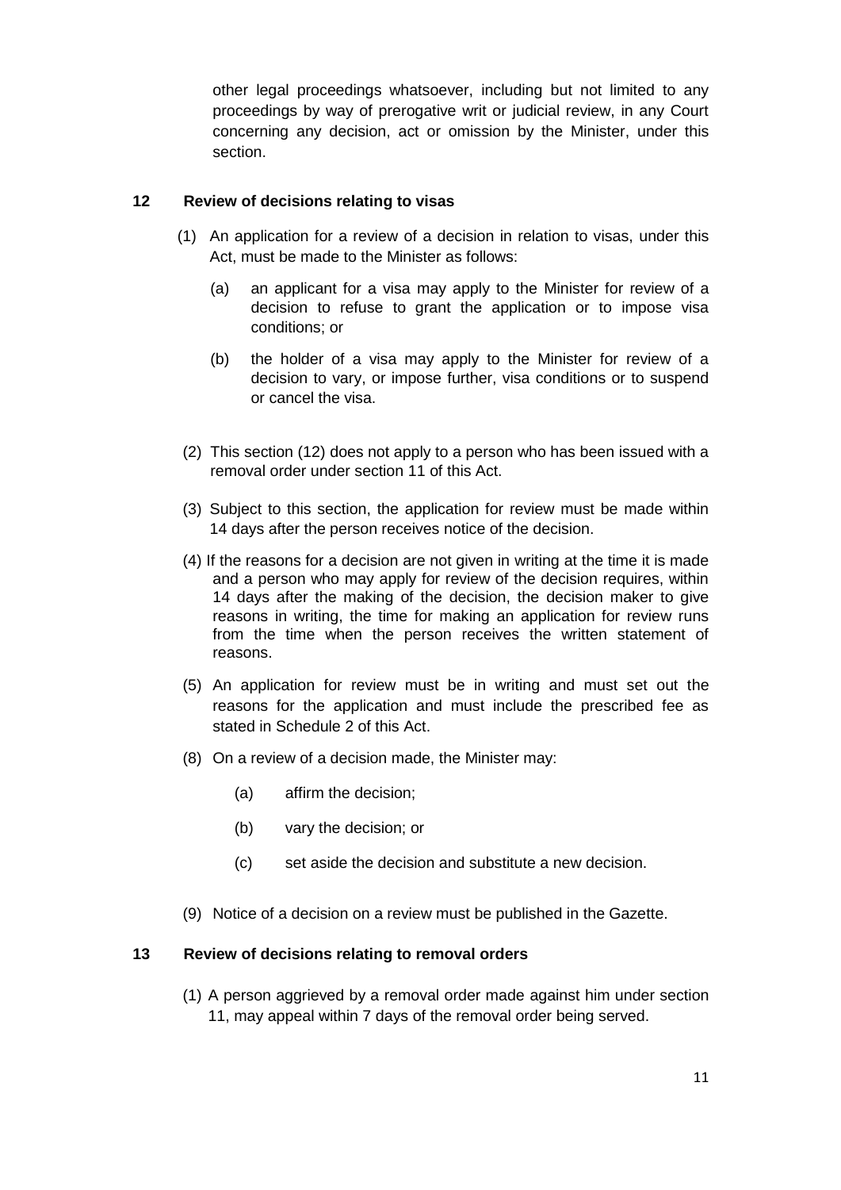other legal proceedings whatsoever, including but not limited to any proceedings by way of prerogative writ or judicial review, in any Court concerning any decision, act or omission by the Minister, under this section.

### 12 Review of decisions relating to visas

(1) An application for a review of a decision in relation to visas, under this Act, must be made to the Minister as follows:

(a) an applicant for a visa may apply to the Minister for review of a decision to refuse to grant the application or to impose visa conditions; or

(b) the holder of a visa may apply to the Minister for review of a decision to vary, or impose further, visa conditions or to suspend or cancel the visa.

(2) This section (12) does not apply to a person who has been issued with a removal order under section 11 of this Act.

(3) Subject to this section, the application for review must be made within 14 days after the person receives notice of the decision.

(4) If the reasons for a decision are not given in writing at the time it is made and a person who may apply for review of the decision requires, within 14 days after the making of the decision, the decision maker to give reasons in writing, the time for making an application for review runs from the time when the person receives the written statement of reasons.

(5) An application for review must be in writing and must set out the reasons for the application and must include the prescribed fee as stated in Schedule 2 of this Act.

(8) On a review of a decision made, the Minister may:

(a) affirm the decision;

(b) vary the decision; or

(c) set aside the decision and substitute a new decision.

(9) Notice of a decision on a review must be published in the Gazette.

### 13 Review of decisions relating to removal orders

(1) A person aggrieved by a removal order made against him under section 11, may appeal within 7 days of the removal order being served.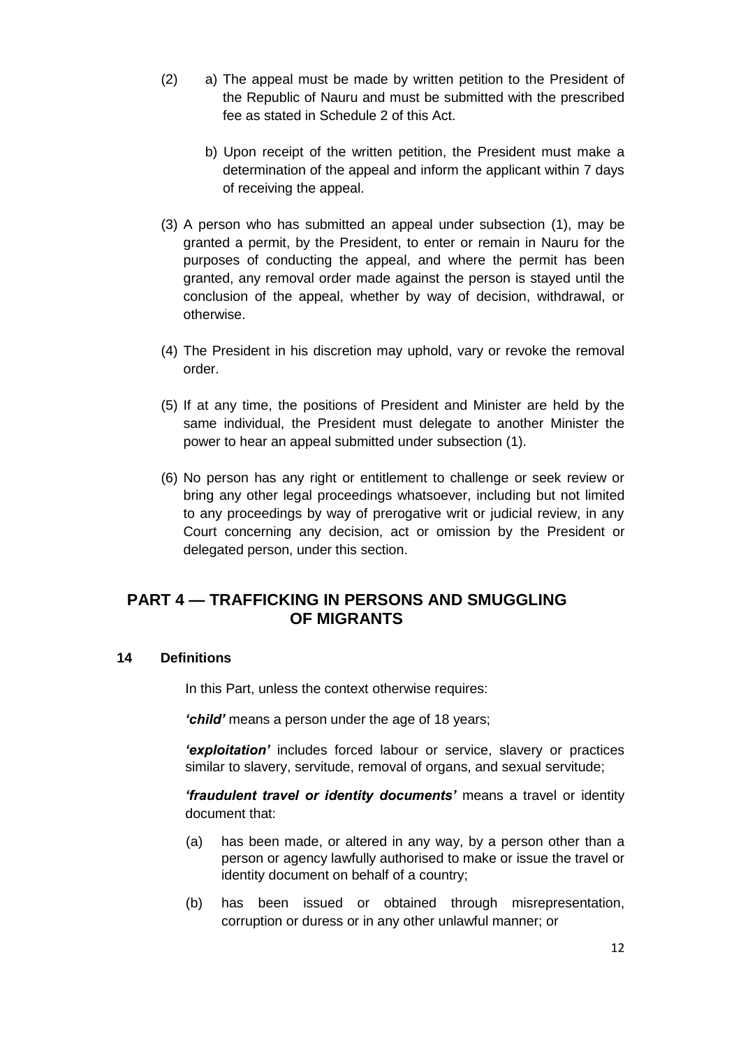(2) a) The appeal must be made by written petition to the President of the Republic of Nauru and must be submitted with the prescribed fee as stated in Schedule 2 of this Act.

b) Upon receipt of the written petition, the President must make a determination of the appeal and inform the applicant within 7 days of receiving the appeal.

(3) A person who has submitted an appeal under subsection (1), may be granted a permit, by the President, to enter or remain in Nauru for the purposes of conducting the appeal, and where the permit has been granted, any removal order made against the person is stayed until the conclusion of the appeal, whether by way of decision, withdrawal, or otherwise.

(4) The President in his discretion may uphold, vary or revoke the removal order.

(5) If at any time, the positions of President and Minister are held by the same individual, the President must delegate to another Minister the power to hear an appeal submitted under subsection (1).

(6) No person has any right or entitlement to challenge or seek review or bring any other legal proceedings whatsoever, including but not limited to any proceedings by way of prerogative writ or judicial review, in any Court concerning any decision, act or omission by the President or delegated person, under this section.

## PART 4 — TRAFFICKING IN PERSONS AND SMUGGLING OF MIGRANTS

### 14 Definitions

In this Part, unless the context otherwise requires:

***'child'*** means a person under the age of 18 years;

***'exploitation'*** includes forced labour or service, slavery or practices similar to slavery, servitude, removal of organs, and sexual servitude;

***'fraudulent travel or identity documents'*** means a travel or identity document that:

(a) has been made, or altered in any way, by a person other than a person or agency lawfully authorised to make or issue the travel or identity document on behalf of a country;

(b) has been issued or obtained through misrepresentation, corruption or duress or in any other unlawful manner; or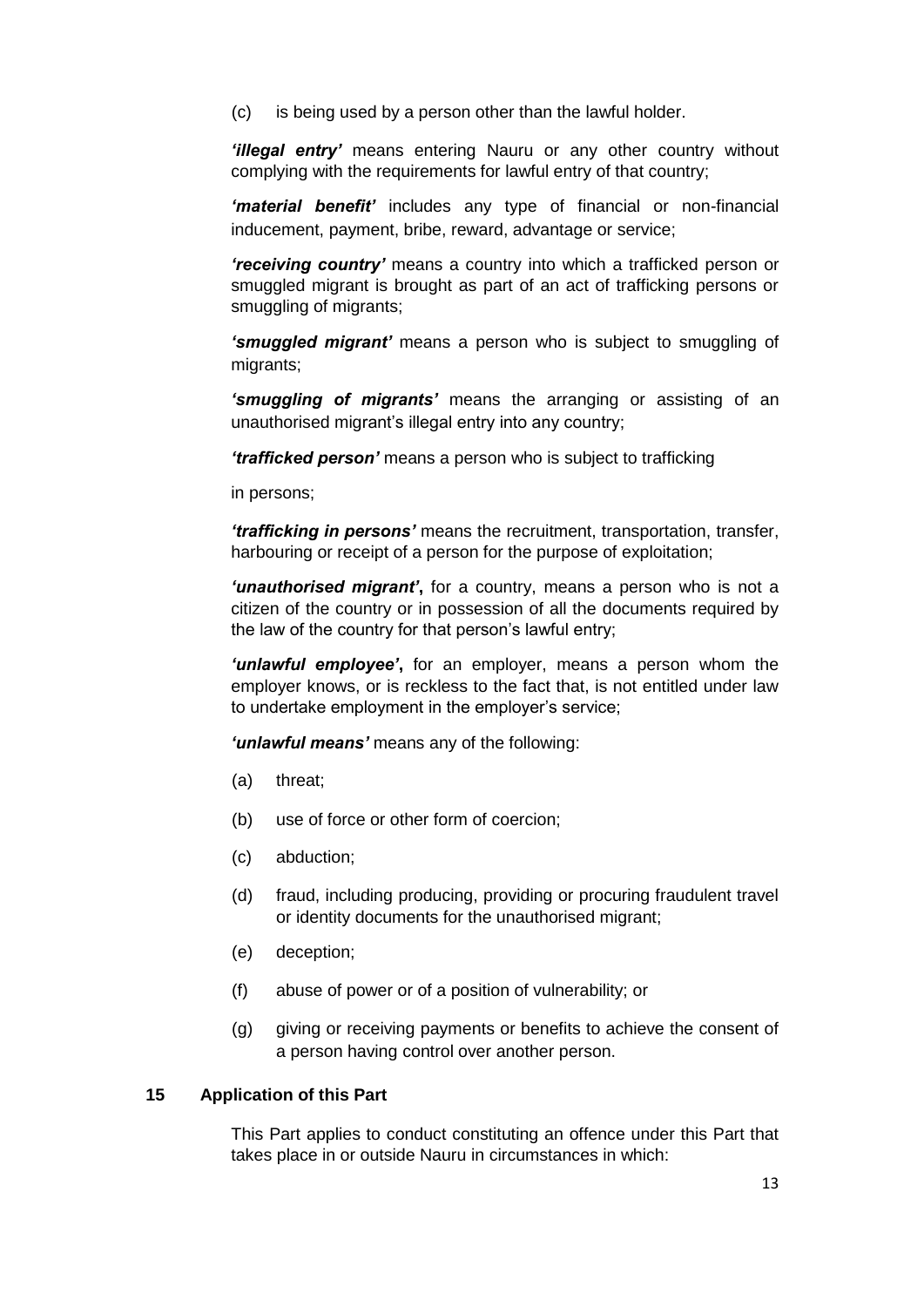(c) is being used by a person other than the lawful holder.

***'illegal entry'*** means entering Nauru or any other country without complying with the requirements for lawful entry of that country;

***'material benefit'*** includes any type of financial or non-financial inducement, payment, bribe, reward, advantage or service;

***'receiving country'*** means a country into which a trafficked person or smuggled migrant is brought as part of an act of trafficking persons or smuggling of migrants;

***'smuggled migrant'*** means a person who is subject to smuggling of migrants;

***'smuggling of migrants'*** means the arranging or assisting of an unauthorised migrant's illegal entry into any country;

***'trafficked person'*** means a person who is subject to trafficking

in persons;

***'trafficking in persons'*** means the recruitment, transportation, transfer, harbouring or receipt of a person for the purpose of exploitation;

***'unauthorised migrant'*****,** for a country, means a person who is not a citizen of the country or in possession of all the documents required by the law of the country for that person's lawful entry;

***'unlawful employee'*****,** for an employer, means a person whom the employer knows, or is reckless to the fact that, is not entitled under law to undertake employment in the employer's service;

***'unlawful means'*** means any of the following:

(a) threat;

(b) use of force or other form of coercion;

(c) abduction;

(d) fraud, including producing, providing or procuring fraudulent travel or identity documents for the unauthorised migrant;

(e) deception;

(f) abuse of power or of a position of vulnerability; or

(g) giving or receiving payments or benefits to achieve the consent of a person having control over another person.

### 15 Application of this Part

This Part applies to conduct constituting an offence under this Part that takes place in or outside Nauru in circumstances in which: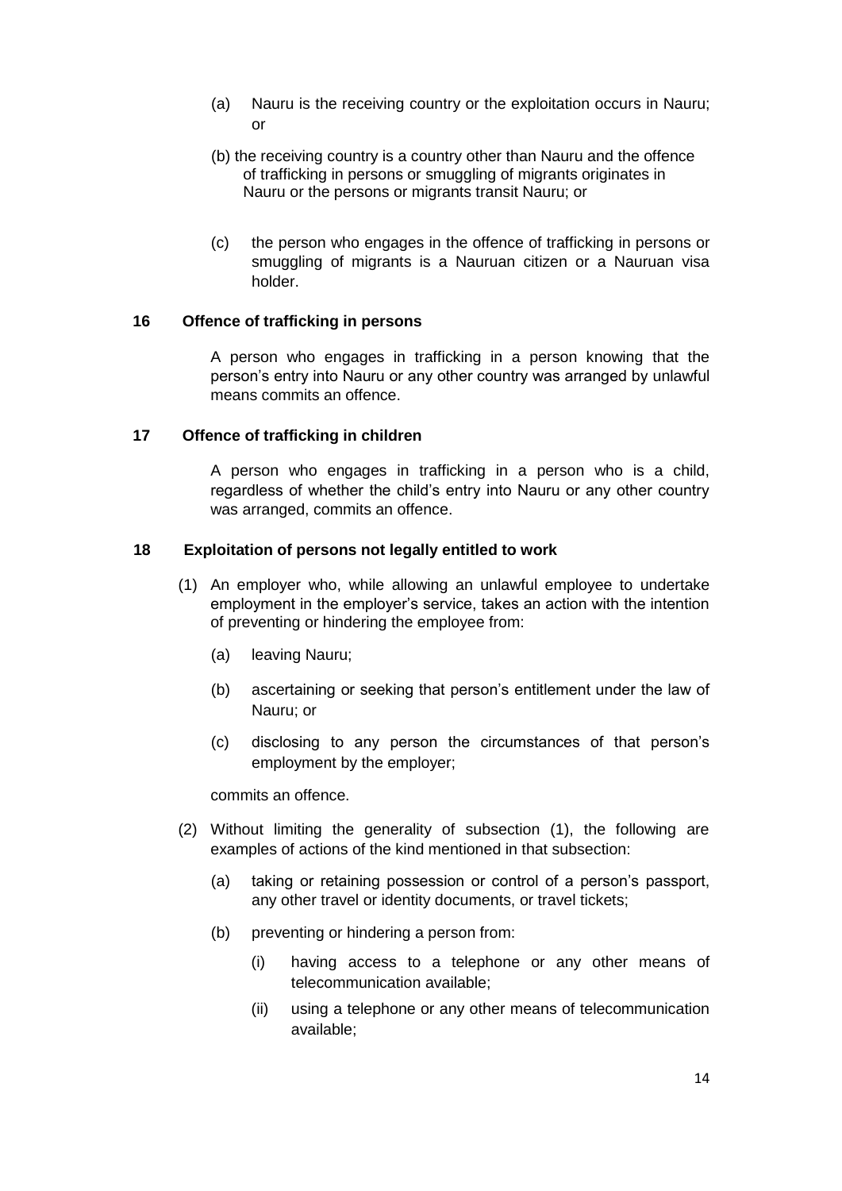(a) Nauru is the receiving country or the exploitation occurs in Nauru; or

(b) the receiving country is a country other than Nauru and the offence of trafficking in persons or smuggling of migrants originates in Nauru or the persons or migrants transit Nauru; or

(c) the person who engages in the offence of trafficking in persons or smuggling of migrants is a Nauruan citizen or a Nauruan visa holder.

### 16 Offence of trafficking in persons

A person who engages in trafficking in a person knowing that the person's entry into Nauru or any other country was arranged by unlawful means commits an offence.

### 17 Offence of trafficking in children

A person who engages in trafficking in a person who is a child, regardless of whether the child's entry into Nauru or any other country was arranged, commits an offence.

### 18 Exploitation of persons not legally entitled to work

(1) An employer who, while allowing an unlawful employee to undertake employment in the employer's service, takes an action with the intention of preventing or hindering the employee from:

- (a) leaving Nauru;
- (b) ascertaining or seeking that person's entitlement under the law of Nauru; or
- (c) disclosing to any person the circumstances of that person's employment by the employer;

commits an offence.

(2) Without limiting the generality of subsection (1), the following are examples of actions of the kind mentioned in that subsection:

- (a) taking or retaining possession or control of a person's passport, any other travel or identity documents, or travel tickets;
- (b) preventing or hindering a person from:
  - (i) having access to a telephone or any other means of telecommunication available;
  - (ii) using a telephone or any other means of telecommunication available;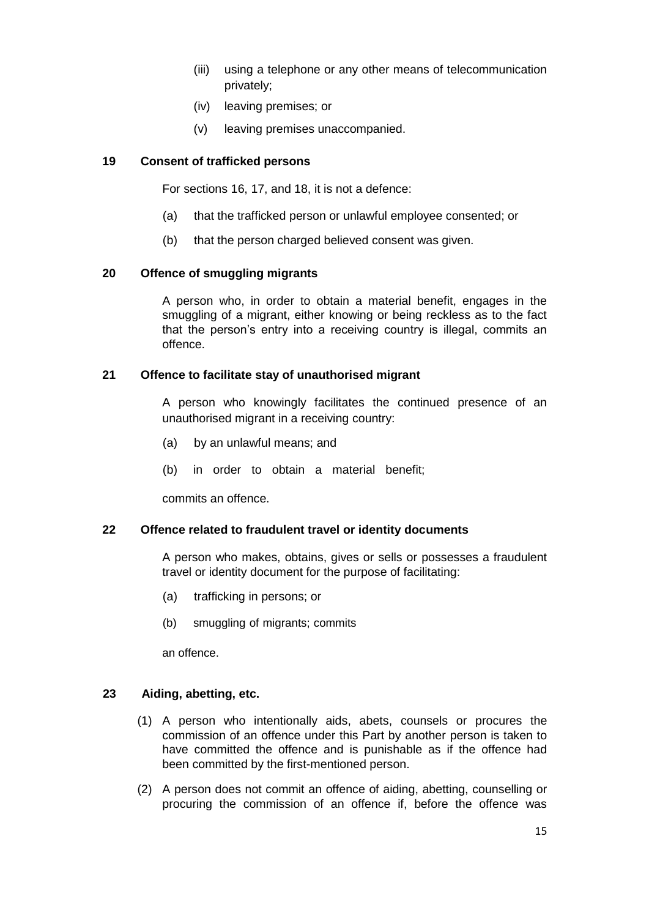(iii) using a telephone or any other means of telecommunication privately;

(iv) leaving premises; or

(v) leaving premises unaccompanied.

**19 Consent of trafficked persons**

For sections 16, 17, and 18, it is not a defence:

(a) that the trafficked person or unlawful employee consented; or

(b) that the person charged believed consent was given.

**20 Offence of smuggling migrants**

A person who, in order to obtain a material benefit, engages in the smuggling of a migrant, either knowing or being reckless as to the fact that the person's entry into a receiving country is illegal, commits an offence.

**21 Offence to facilitate stay of unauthorised migrant**

A person who knowingly facilitates the continued presence of an unauthorised migrant in a receiving country:

(a) by an unlawful means; and

(b) in order to obtain a material benefit;

commits an offence.

**22 Offence related to fraudulent travel or identity documents**

A person who makes, obtains, gives or sells or possesses a fraudulent travel or identity document for the purpose of facilitating:

(a) trafficking in persons; or

(b) smuggling of migrants; commits

an offence.

**23 Aiding, abetting, etc.**

(1) A person who intentionally aids, abets, counsels or procures the commission of an offence under this Part by another person is taken to have committed the offence and is punishable as if the offence had been committed by the first-mentioned person.

(2) A person does not commit an offence of aiding, abetting, counselling or procuring the commission of an offence if, before the offence was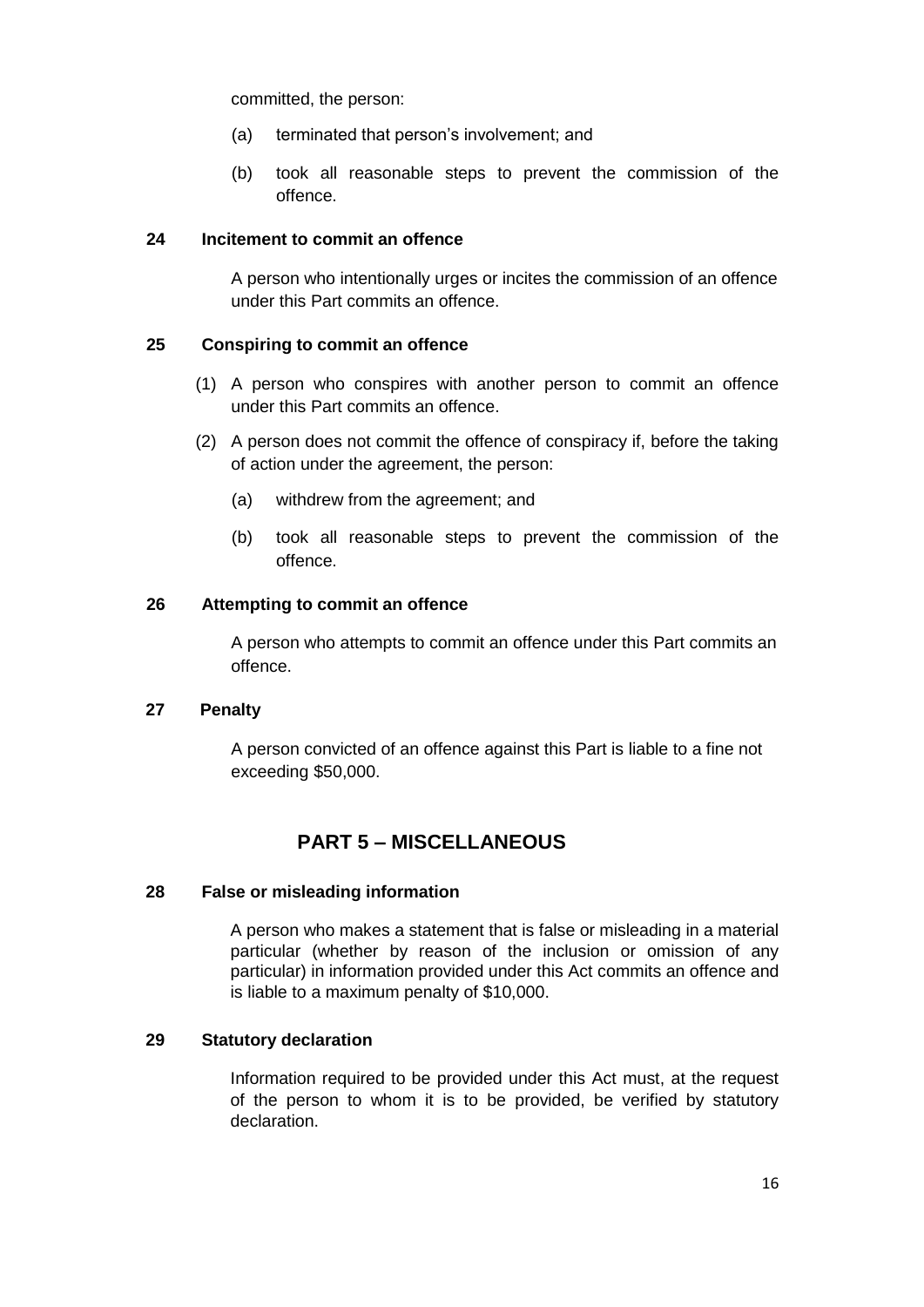committed, the person:

(a) terminated that person's involvement; and

(b) took all reasonable steps to prevent the commission of the offence.

**24 Incitement to commit an offence**

A person who intentionally urges or incites the commission of an offence under this Part commits an offence.

**25 Conspiring to commit an offence**

(1) A person who conspires with another person to commit an offence under this Part commits an offence.

(2) A person does not commit the offence of conspiracy if, before the taking of action under the agreement, the person:

(a) withdrew from the agreement; and

(b) took all reasonable steps to prevent the commission of the offence.

**26 Attempting to commit an offence**

A person who attempts to commit an offence under this Part commits an offence.

**27 Penalty**

A person convicted of an offence against this Part is liable to a fine not exceeding $50,000.

## PART 5 – MISCELLANEOUS

**28 False or misleading information**

A person who makes a statement that is false or misleading in a material particular (whether by reason of the inclusion or omission of any particular) in information provided under this Act commits an offence and is liable to a maximum penalty of $10,000.

**29 Statutory declaration**

Information required to be provided under this Act must, at the request of the person to whom it is to be provided, be verified by statutory declaration.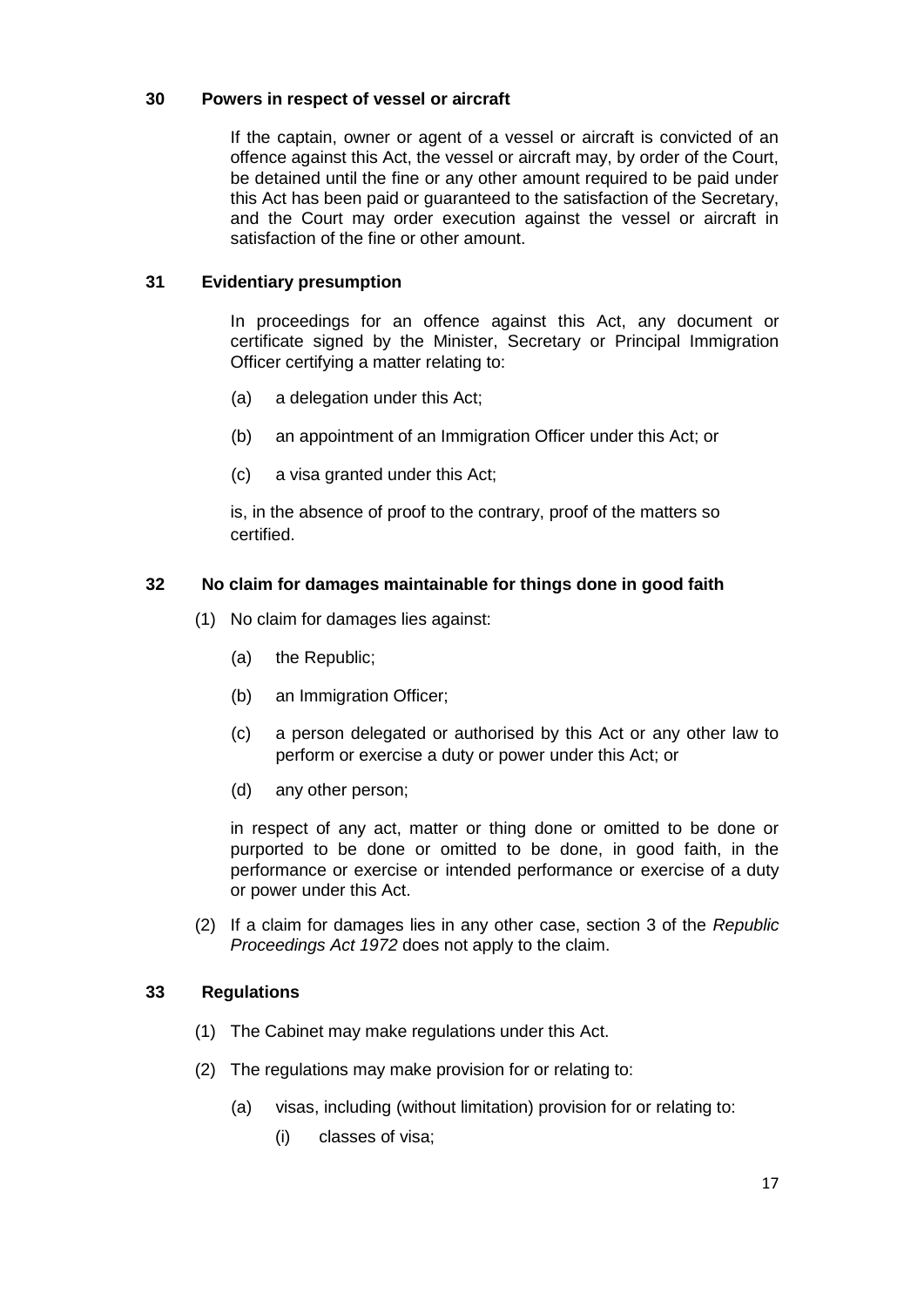### 30 Powers in respect of vessel or aircraft

If the captain, owner or agent of a vessel or aircraft is convicted of an offence against this Act, the vessel or aircraft may, by order of the Court, be detained until the fine or any other amount required to be paid under this Act has been paid or guaranteed to the satisfaction of the Secretary, and the Court may order execution against the vessel or aircraft in satisfaction of the fine or other amount.

### 31 Evidentiary presumption

In proceedings for an offence against this Act, any document or certificate signed by the Minister, Secretary or Principal Immigration Officer certifying a matter relating to:

(a) a delegation under this Act;

(b) an appointment of an Immigration Officer under this Act; or

(c) a visa granted under this Act;

is, in the absence of proof to the contrary, proof of the matters so certified.

### 32 No claim for damages maintainable for things done in good faith

(1) No claim for damages lies against:

(a) the Republic;

(b) an Immigration Officer;

(c) a person delegated or authorised by this Act or any other law to perform or exercise a duty or power under this Act; or

(d) any other person;

in respect of any act, matter or thing done or omitted to be done or purported to be done or omitted to be done, in good faith, in the performance or exercise or intended performance or exercise of a duty or power under this Act.

(2) If a claim for damages lies in any other case, section 3 of the *Republic Proceedings Act 1972* does not apply to the claim.

### 33 Regulations

(1) The Cabinet may make regulations under this Act.

(2) The regulations may make provision for or relating to:

(a) visas, including (without limitation) provision for or relating to:

(i) classes of visa;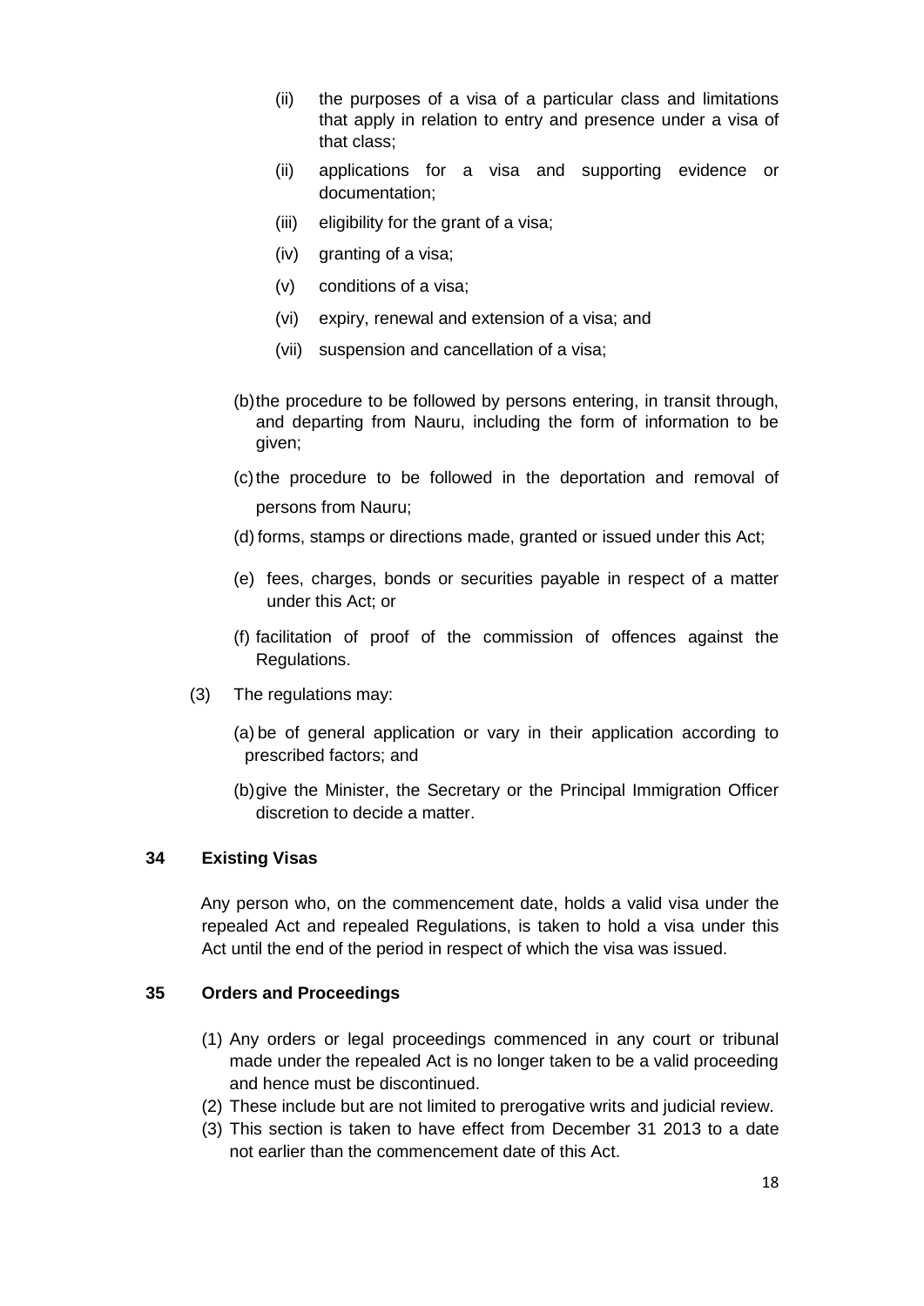(ii) the purposes of a visa of a particular class and limitations that apply in relation to entry and presence under a visa of that class;

(ii) applications for a visa and supporting evidence or documentation;

(iii) eligibility for the grant of a visa;

(iv) granting of a visa;

(v) conditions of a visa;

(vi) expiry, renewal and extension of a visa; and

(vii) suspension and cancellation of a visa;

(b) the procedure to be followed by persons entering, in transit through, and departing from Nauru, including the form of information to be given;

(c) the procedure to be followed in the deportation and removal of persons from Nauru;

(d) forms, stamps or directions made, granted or issued under this Act;

(e) fees, charges, bonds or securities payable in respect of a matter under this Act; or

(f) facilitation of proof of the commission of offences against the Regulations.

(3) The regulations may:

(a) be of general application or vary in their application according to prescribed factors; and

(b) give the Minister, the Secretary or the Principal Immigration Officer discretion to decide a matter.

**34 Existing Visas**

Any person who, on the commencement date, holds a valid visa under the repealed Act and repealed Regulations, is taken to hold a visa under this Act until the end of the period in respect of which the visa was issued.

**35 Orders and Proceedings**

(1) Any orders or legal proceedings commenced in any court or tribunal made under the repealed Act is no longer taken to be a valid proceeding and hence must be discontinued.

(2) These include but are not limited to prerogative writs and judicial review.

(3) This section is taken to have effect from December 31 2013 to a date not earlier than the commencement date of this Act.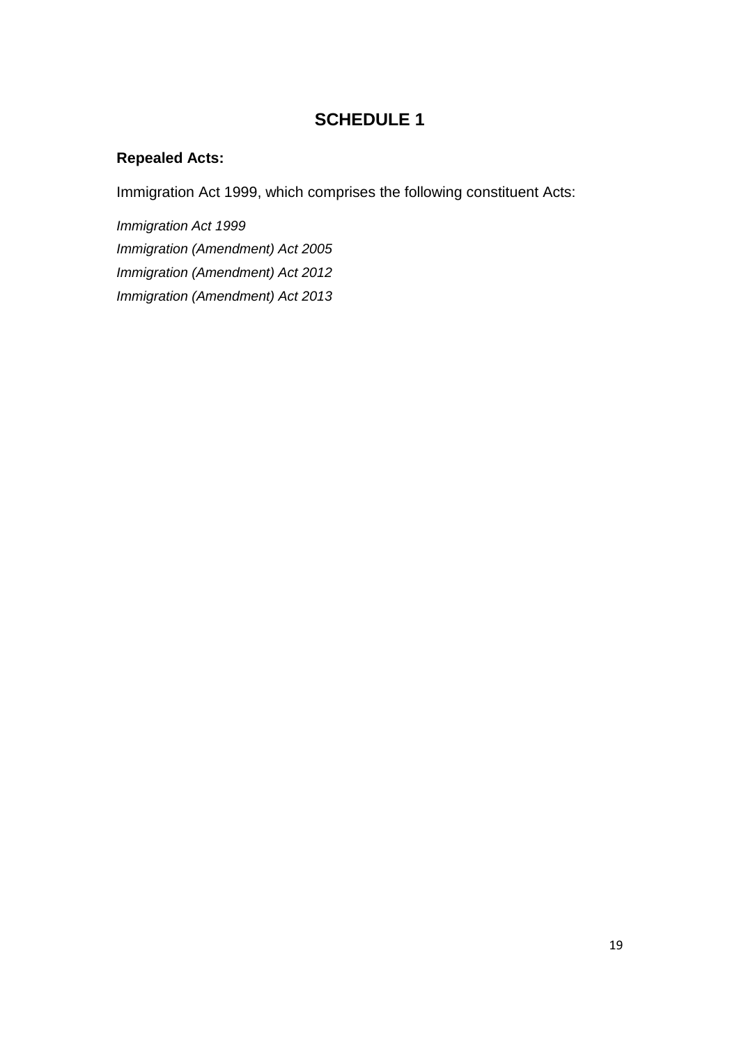# SCHEDULE 1

**Repealed Acts:**

Immigration Act 1999, which comprises the following constituent Acts:

*Immigration Act 1999*
*Immigration (Amendment) Act 2005*
*Immigration (Amendment) Act 2012*
*Immigration (Amendment) Act 2013*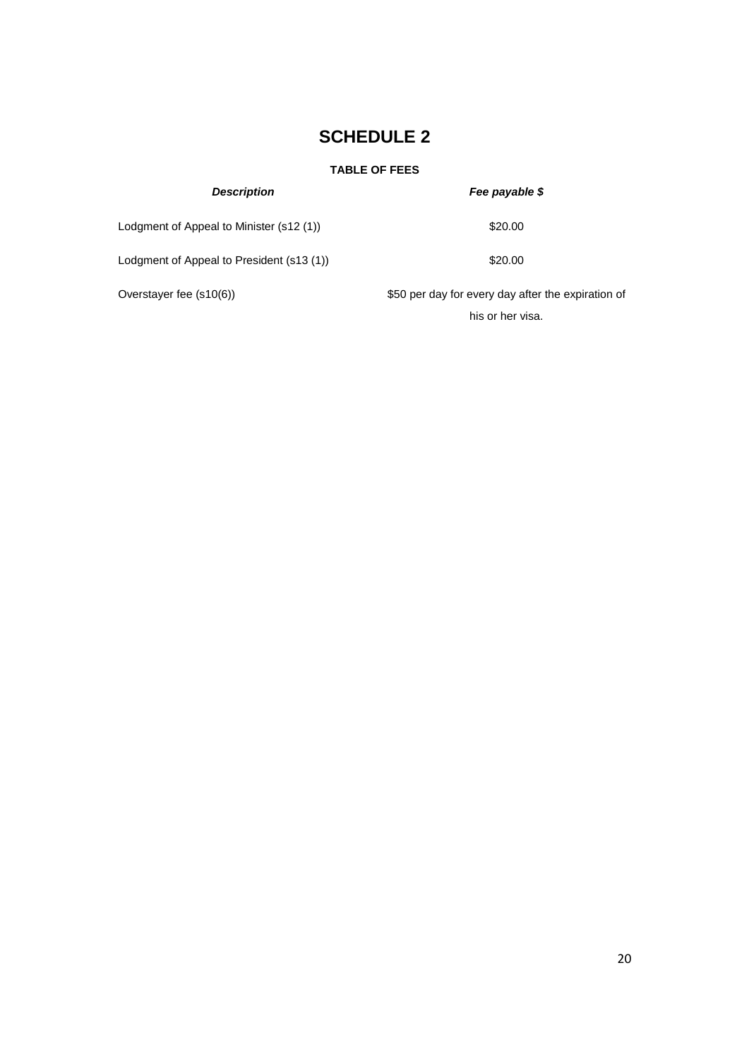# SCHEDULE 2

**TABLE OF FEES**

| ***Description*** | ***Fee payable $*** |
|---|---|
| Lodgment of Appeal to Minister (s12 (1)) | $20.00 |
| Lodgment of Appeal to President (s13 (1)) | $20.00 |
| Overstayer fee (s10(6)) | $50 per day for every day after the expiration of his or her visa. |